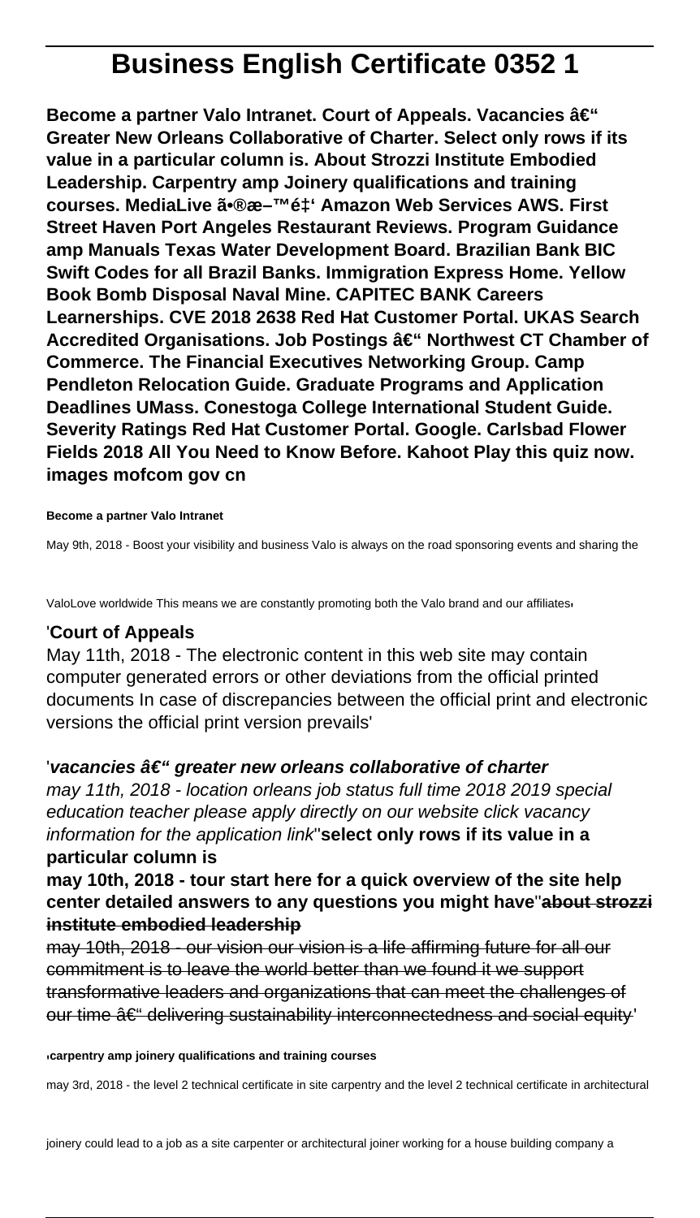# Business English Certificate 0352 1

**Become a partner Valo Intranet. Court of Appeals. Vacancies â€" Greater New Orleans Collaborative of Charter. Select only rows if its value in a particular column is. About Strozzi Institute Embodied Leadership. Carpentry amp Joinery qualifications and training courses. MediaLive ã•®æ–™é‡' Amazon Web Services AWS. First Street Haven Port Angeles Restaurant Reviews. Program Guidance amp Manuals Texas Water Development Board. Brazilian Bank BIC Swift Codes for all Brazil Banks. Immigration Express Home. Yellow Book Bomb Disposal Naval Mine. CAPITEC BANK Careers Learnerships. CVE 2018 2638 Red Hat Customer Portal. UKAS Search Accredited Organisations. Job Postings â€" Northwest CT Chamber of Commerce. The Financial Executives Networking Group. Camp Pendleton Relocation Guide. Graduate Programs and Application Deadlines UMass. Conestoga College International Student Guide. Severity Ratings Red Hat Customer Portal. Google. Carlsbad Flower Fields 2018 All You Need to Know Before. Kahoot Play this quiz now. images mofcom gov cn**

**Become a partner Valo Intranet**

May 9th, 2018 - Boost your visibility and business Valo is always on the road sponsoring events and sharing the ValoLove worldwide This means we are constantly promoting both the Valo brand and our affiliates,

'**Court of Appeals**

May 11th, 2018 - The electronic content in this web site may contain computer generated errors or other deviations from the official printed documents In case of discrepancies between the official print and electronic versions the official print version prevails'

'***vacancies â€" greater new orleans collaborative of charter***

*may 11th, 2018 - location orleans job status full time 2018 2019 special education teacher please apply directly on our website click vacancy information for the application link*''**select only rows if its value in a particular column is**

**may 10th, 2018 - tour start here for a quick overview of the site help center detailed answers to any questions you might have**''**~~about strozzi institute embodied leadership~~**

~~may 10th, 2018 - our vision our vision is a life affirming future for all our commitment is to leave the world better than we found it we support transformative leaders and organizations that can meet the challenges of our time â€" delivering sustainability interconnectedness and social equity~~'

'**carpentry amp joinery qualifications and training courses**

may 3rd, 2018 - the level 2 technical certificate in site carpentry and the level 2 technical certificate in architectural joinery could lead to a job as a site carpenter or architectural joiner working for a house building company a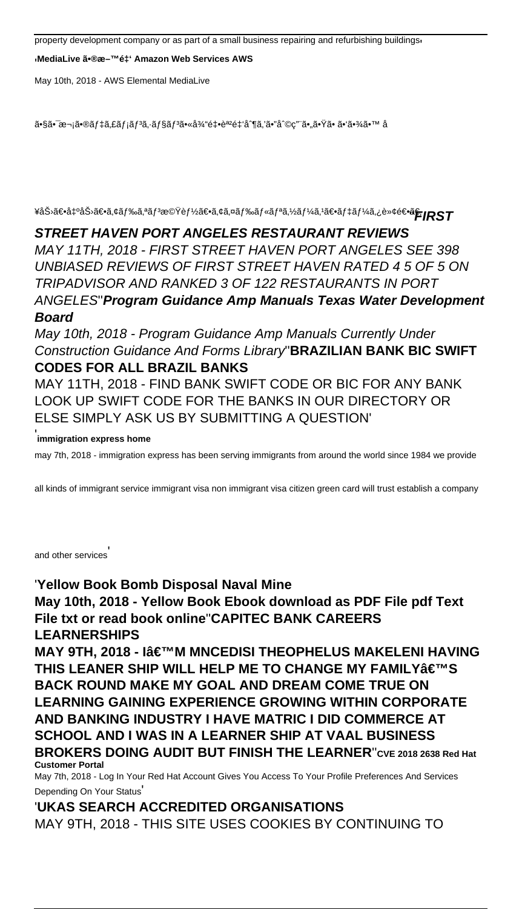property development company or as part of a small business repairing and refurbishing buildings'

'**MediaLive ã•®æ–™é‡' Amazon Web Services AWS**

May 10th, 2018 - AWS Elemental MediaLive

ã•§ã•¯æ¬¡ã•®ãƒ‡ã,£ãƒ¡ãƒ³ã,·ãƒ§ãƒ³ã•«å¾"é‡•è²»é‡'å^¶ã,'ã•"å^©ç"¨ã•"ã•Ÿã• ã•'ã•¾ã•™ å

¥åŠ›ã€•å‡ºåŠ›ã€•ã,¢ãƒ‰ã,ªãƒ³æ©Ÿèƒ½ã€•ã,¢ã,¤ãƒ‰ãƒ«ãƒªã,½ãƒ¼ã,¹ã€•ãƒ‡ãƒ¼ã,¿è»¢é€•ã€'**FIRST STREET HAVEN PORT ANGELES RESTAURANT REVIEWS**

*MAY 11TH, 2018 - FIRST STREET HAVEN PORT ANGELES SEE 398 UNBIASED REVIEWS OF FIRST STREET HAVEN RATED 4 5 OF 5 ON TRIPADVISOR AND RANKED 3 OF 122 RESTAURANTS IN PORT ANGELES*''**Program Guidance Amp Manuals Texas Water Development Board**

*May 10th, 2018 - Program Guidance Amp Manuals Currently Under Construction Guidance And Forms Library*''**BRAZILIAN BANK BIC SWIFT CODES FOR ALL BRAZIL BANKS**

MAY 11TH, 2018 - FIND BANK SWIFT CODE OR BIC FOR ANY BANK LOOK UP SWIFT CODE FOR THE BANKS IN OUR DIRECTORY OR ELSE SIMPLY ASK US BY SUBMITTING A QUESTION'

'**immigration express home**

may 7th, 2018 - immigration express has been serving immigrants from around the world since 1984 we provide all kinds of immigrant service immigrant visa non immigrant visa citizen green card will trust establish a company and other services'

'**Yellow Book Bomb Disposal Naval Mine**

**May 10th, 2018 - Yellow Book Ebook download as PDF File pdf Text File txt or read book online**''**CAPITEC BANK CAREERS LEARNERSHIPS**

**MAY 9TH, 2018 - Iâ€™M MNCEDISI THEOPHELUS MAKELENI HAVING THIS LEANER SHIP WILL HELP ME TO CHANGE MY FAMILYâ€™S BACK ROUND MAKE MY GOAL AND DREAM COME TRUE ON LEARNING GAINING EXPERIENCE GROWING WITHIN CORPORATE AND BANKING INDUSTRY I HAVE MATRIC I DID COMMERCE AT SCHOOL AND I WAS IN A LEARNER SHIP AT VAAL BUSINESS BROKERS DOING AUDIT BUT FINISH THE LEARNER**''**CVE 2018 2638 Red Hat Customer Portal**

May 7th, 2018 - Log In Your Red Hat Account Gives You Access To Your Profile Preferences And Services Depending On Your Status'

'**UKAS SEARCH ACCREDITED ORGANISATIONS**

MAY 9TH, 2018 - THIS SITE USES COOKIES BY CONTINUING TO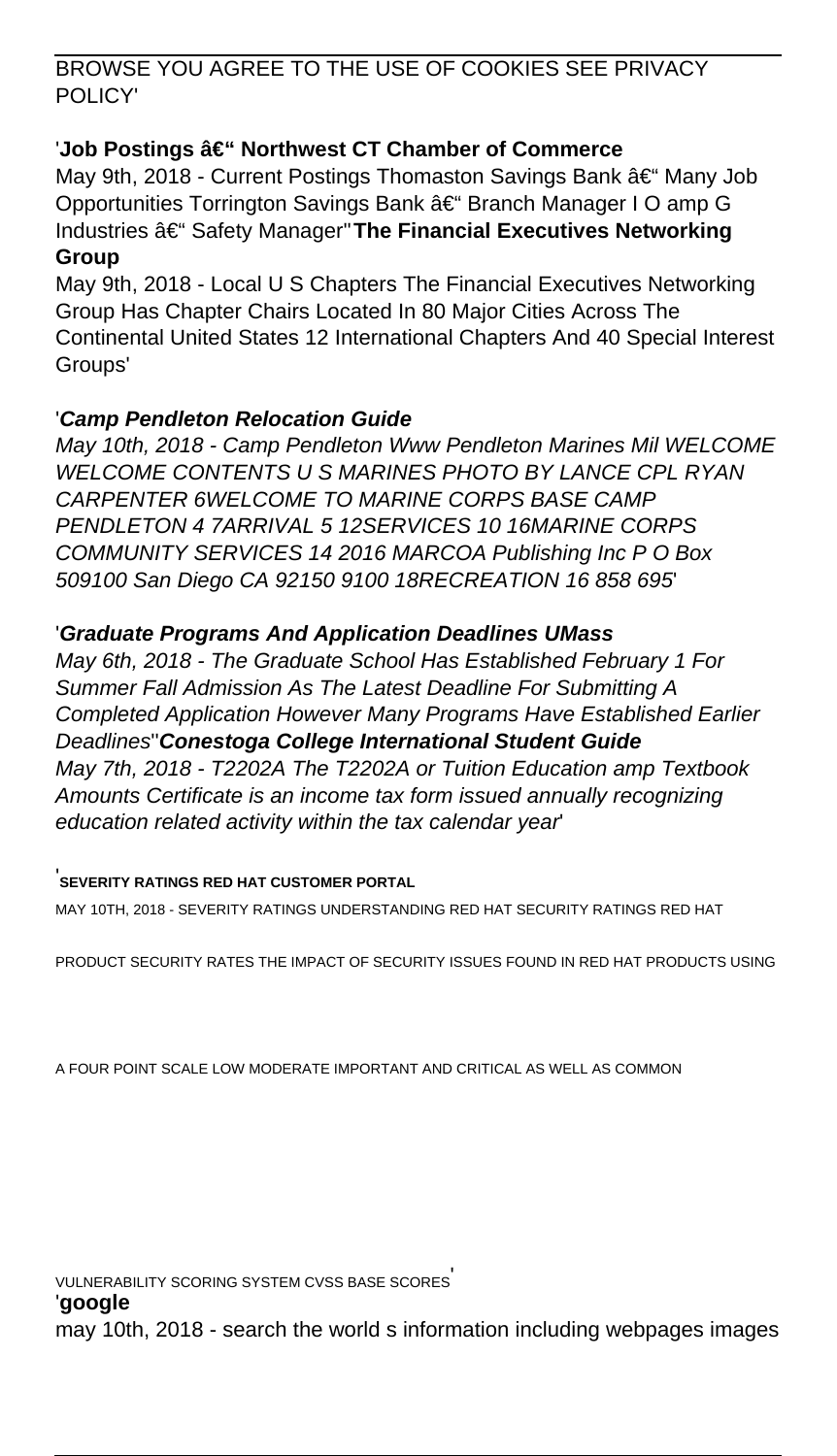BROWSE YOU AGREE TO THE USE OF COOKIES SEE PRIVACY POLICY'

'**Job Postings â€“ Northwest CT Chamber of Commerce**

May 9th, 2018 - Current Postings Thomaston Savings Bank â€“ Many Job Opportunities Torrington Savings Bank â€“ Branch Manager I O amp G Industries â€“ Safety Manager''**The Financial Executives Networking Group**

May 9th, 2018 - Local U S Chapters The Financial Executives Networking Group Has Chapter Chairs Located In 80 Major Cities Across The Continental United States 12 International Chapters And 40 Special Interest Groups'

'***Camp Pendleton Relocation Guide***

*May 10th, 2018 - Camp Pendleton Www Pendleton Marines Mil WELCOME WELCOME CONTENTS U S MARINES PHOTO BY LANCE CPL RYAN CARPENTER 6WELCOME TO MARINE CORPS BASE CAMP PENDLETON 4 7ARRIVAL 5 12SERVICES 10 16MARINE CORPS COMMUNITY SERVICES 14 2016 MARCOA Publishing Inc P O Box 509100 San Diego CA 92150 9100 18RECREATION 16 858 695*'

'***Graduate Programs And Application Deadlines UMass***

*May 6th, 2018 - The Graduate School Has Established February 1 For Summer Fall Admission As The Latest Deadline For Submitting A Completed Application However Many Programs Have Established Earlier Deadlines*''***Conestoga College International Student Guide***

*May 7th, 2018 - T2202A The T2202A or Tuition Education amp Textbook Amounts Certificate is an income tax form issued annually recognizing education related activity within the tax calendar year*'

'**SEVERITY RATINGS RED HAT CUSTOMER PORTAL**

MAY 10TH, 2018 - SEVERITY RATINGS UNDERSTANDING RED HAT SECURITY RATINGS RED HAT PRODUCT SECURITY RATES THE IMPACT OF SECURITY ISSUES FOUND IN RED HAT PRODUCTS USING A FOUR POINT SCALE LOW MODERATE IMPORTANT AND CRITICAL AS WELL AS COMMON VULNERABILITY SCORING SYSTEM CVSS BASE SCORES'

'**google**

may 10th, 2018 - search the world s information including webpages images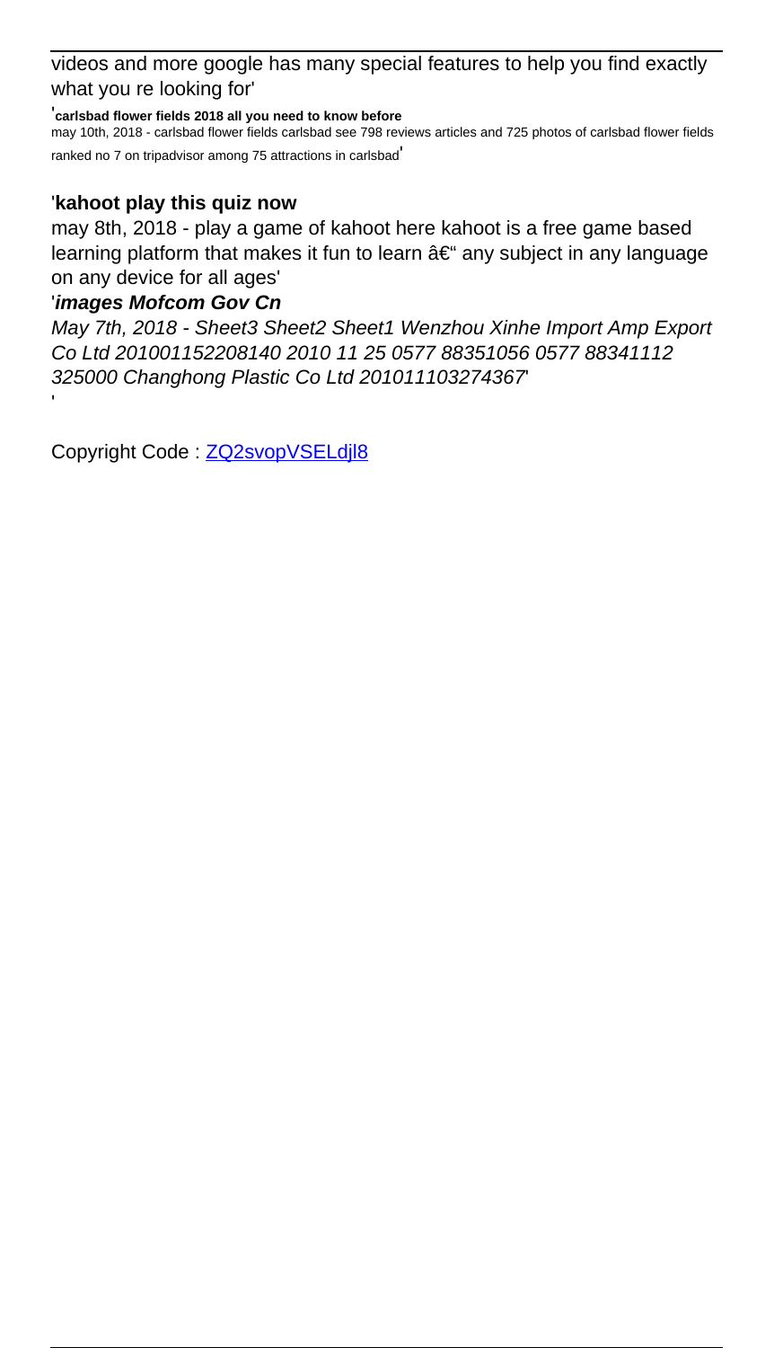videos and more google has many special features to help you find exactly what you re looking for'

'**carlsbad flower fields 2018 all you need to know before**
may 10th, 2018 - carlsbad flower fields carlsbad see 798 reviews articles and 725 photos of carlsbad flower fields ranked no 7 on tripadvisor among 75 attractions in carlsbad'

'**kahoot play this quiz now**
may 8th, 2018 - play a game of kahoot here kahoot is a free game based learning platform that makes it fun to learn â€" any subject in any language on any device for all ages'

'***images Mofcom Gov Cn***
*May 7th, 2018 - Sheet3 Sheet2 Sheet1 Wenzhou Xinhe Import Amp Export Co Ltd 201001152208140 2010 11 25 0577 88351056 0577 88341112 325000 Changhong Plastic Co Ltd 201011103274367*'
'

Copyright Code : ZQ2svopVSELdjl8